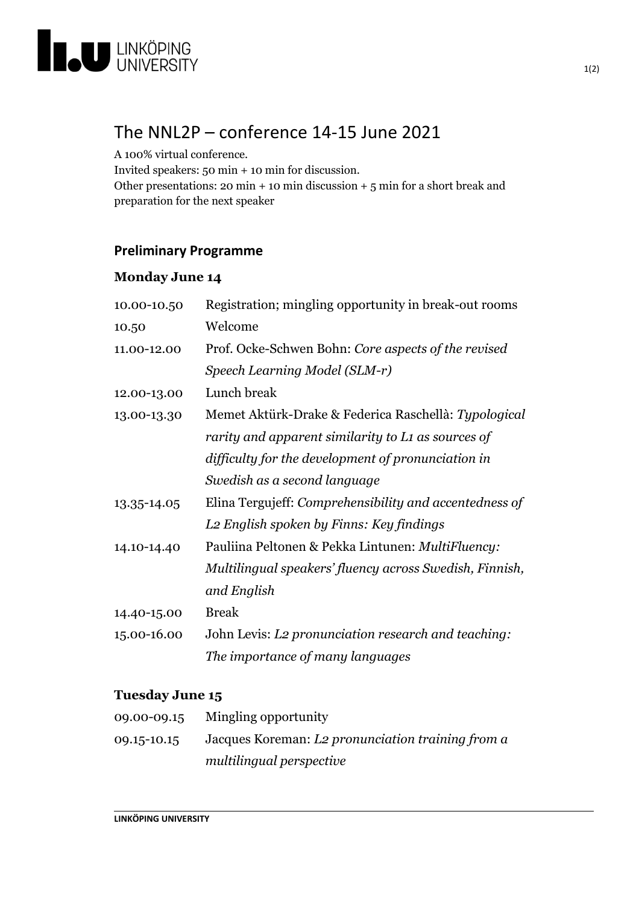# The NNL2P – conference 14-15 June 2021

A 100% virtual conference.
Invited speakers: 50 min + 10 min for discussion.
Other presentations: 20 min + 10 min discussion + 5 min for a short break and preparation for the next speaker

## Preliminary Programme

### Monday June 14

| | |
|---|---|
| 10.00-10.50 | Registration; mingling opportunity in break-out rooms |
| 10.50 | Welcome |
| 11.00-12.00 | Prof. Ocke-Schwen Bohn: *Core aspects of the revised Speech Learning Model (SLM-r)* |
| 12.00-13.00 | Lunch break |
| 13.00-13.30 | Memet Aktürk-Drake & Federica Raschellà: *Typological rarity and apparent similarity to L1 as sources of difficulty for the development of pronunciation in Swedish as a second language* |
| 13.35-14.05 | Elina Tergujeff: *Comprehensibility and accentedness of L2 English spoken by Finns: Key findings* |
| 14.10-14.40 | Pauliina Peltonen & Pekka Lintunen: *MultiFluency: Multilingual speakers' fluency across Swedish, Finnish, and English* |
| 14.40-15.00 | Break |
| 15.00-16.00 | John Levis: *L2 pronunciation research and teaching: The importance of many languages* |

### Tuesday June 15

| | |
|---|---|
| 09.00-09.15 | Mingling opportunity |
| 09.15-10.15 | Jacques Koreman: *L2 pronunciation training from a multilingual perspective* |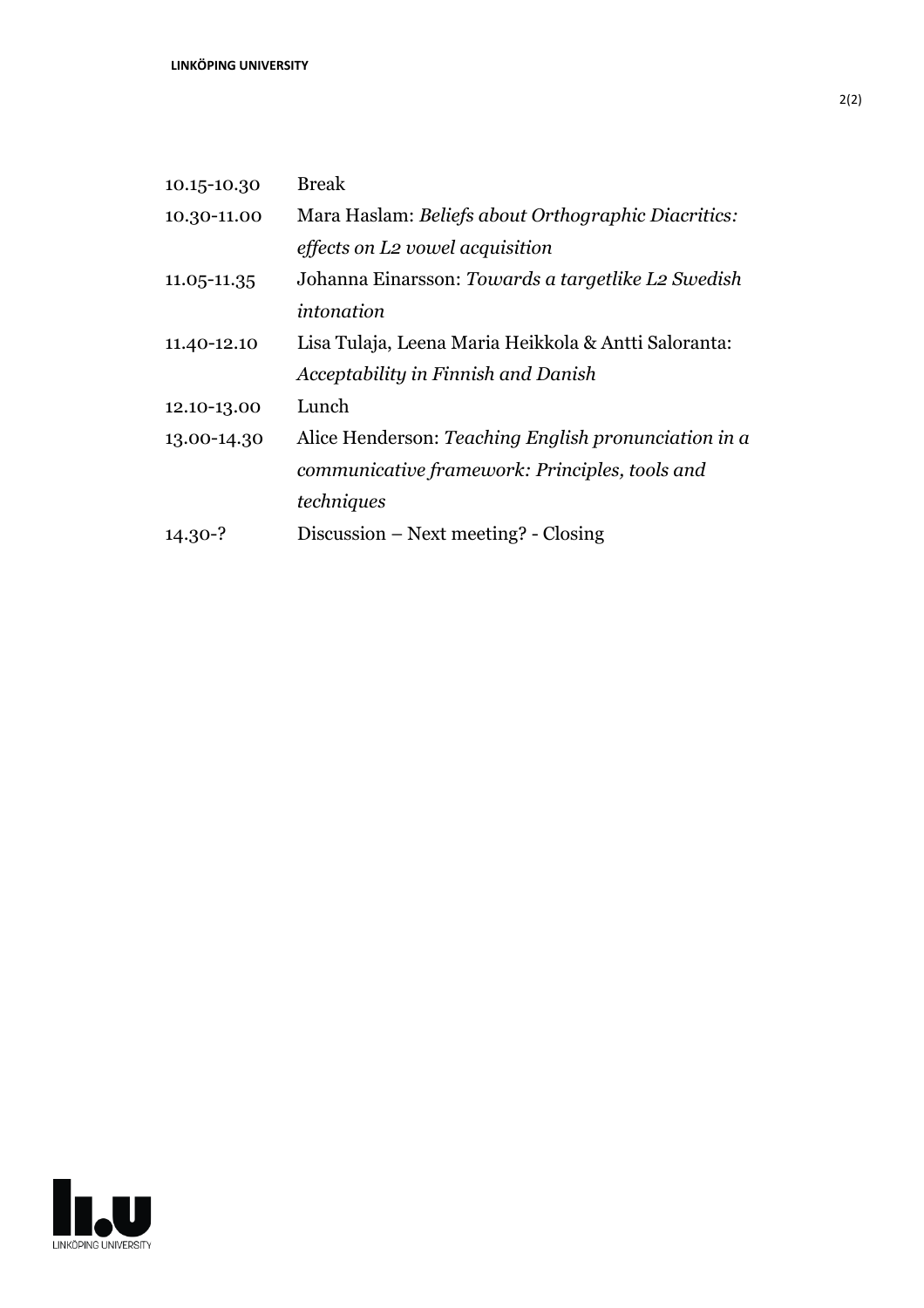| | |
|---|---|
| 10.15-10.30 | Break |
| 10.30-11.00 | Mara Haslam: *Beliefs about Orthographic Diacritics: effects on L2 vowel acquisition* |
| 11.05-11.35 | Johanna Einarsson: *Towards a targetlike L2 Swedish intonation* |
| 11.40-12.10 | Lisa Tulaja, Leena Maria Heikkola & Antti Saloranta: *Acceptability in Finnish and Danish* |
| 12.10-13.00 | Lunch |
| 13.00-14.30 | Alice Henderson: *Teaching English pronunciation in a communicative framework: Principles, tools and techniques* |
| 14.30-? | Discussion – Next meeting? - Closing |